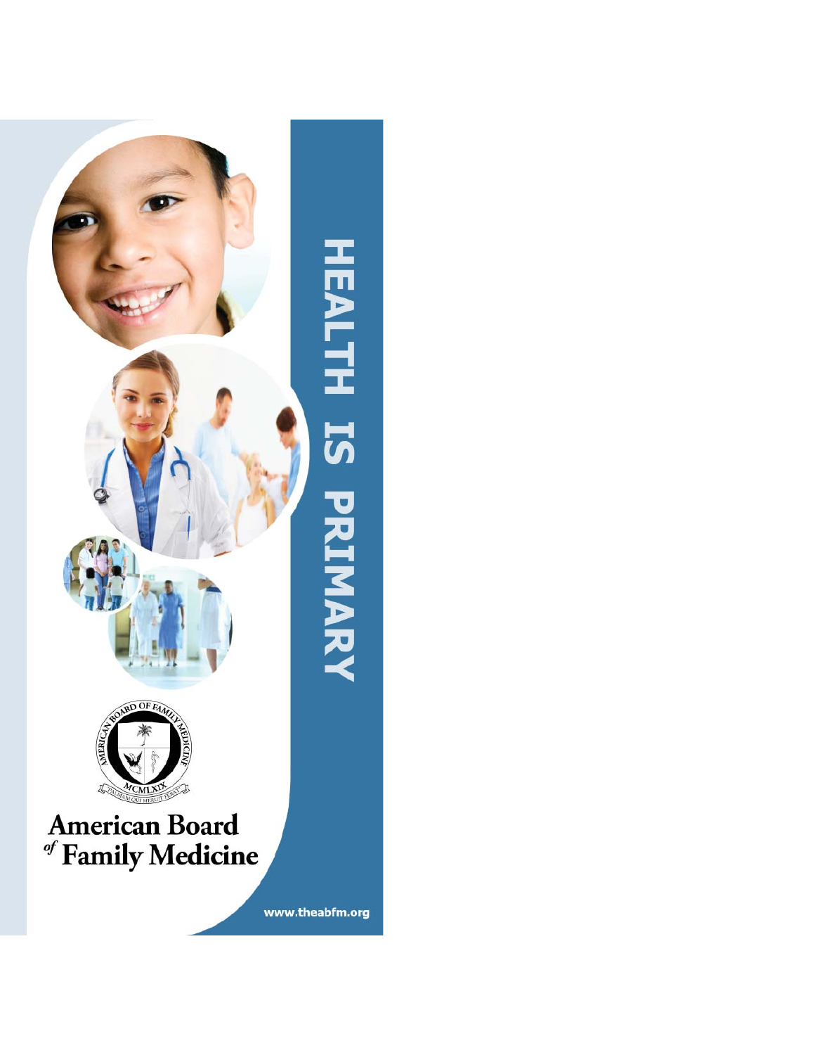# HEALTH IS PRIMARY

AMERICAN BOARD OF FAMILY MEDICINE

MCMLXIX

PALMAM QUI MERUIT FERAT

American Board of Family Medicine

www.theabfm.org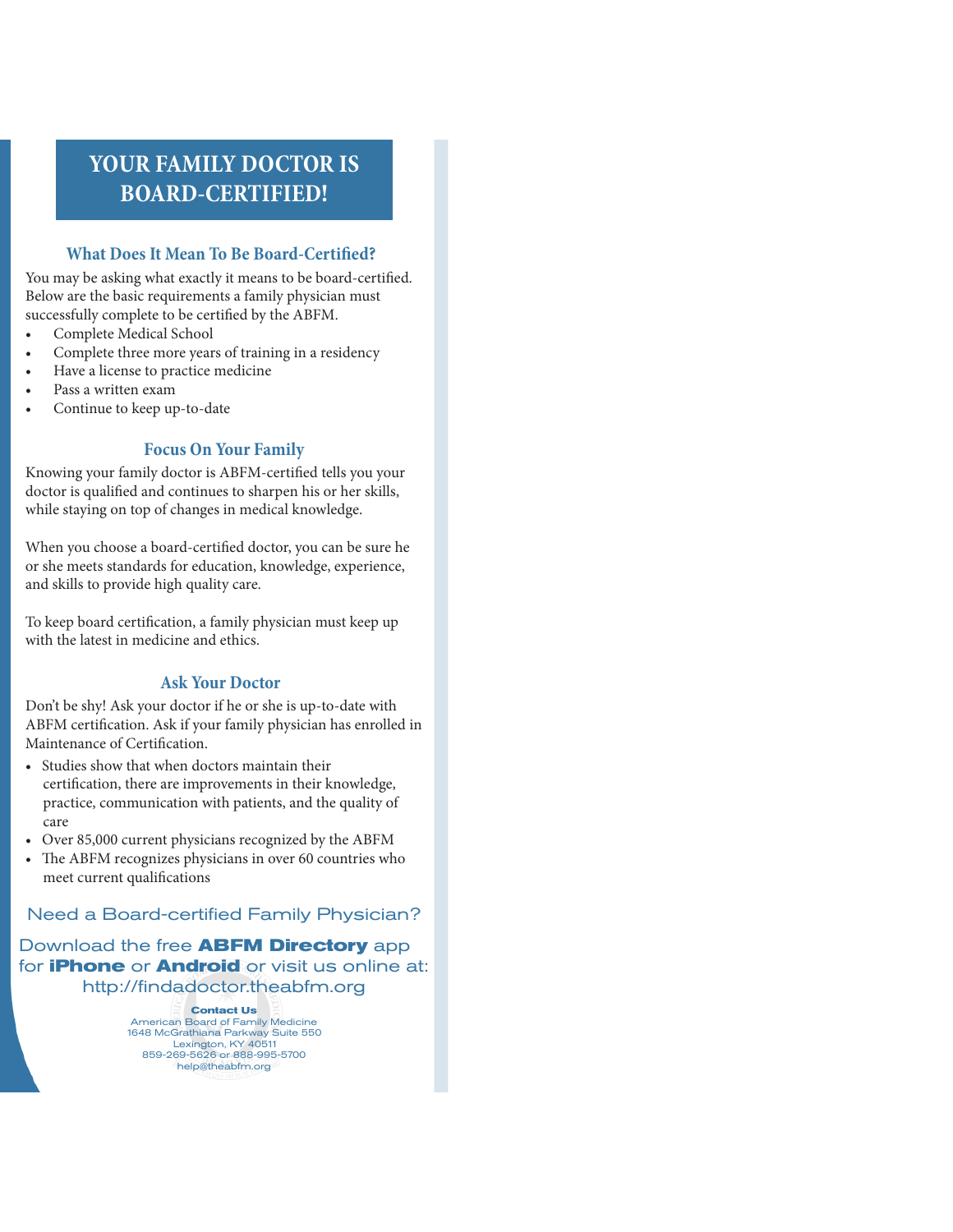# YOUR FAMILY DOCTOR IS BOARD-CERTIFIED!

## What Does It Mean To Be Board-Certified?

You may be asking what exactly it means to be board-certified. Below are the basic requirements a family physician must successfully complete to be certified by the ABFM.

- Complete Medical School
- Complete three more years of training in a residency
- Have a license to practice medicine
- Pass a written exam
- Continue to keep up-to-date

## Focus On Your Family

Knowing your family doctor is ABFM-certified tells you your doctor is qualified and continues to sharpen his or her skills, while staying on top of changes in medical knowledge.

When you choose a board-certified doctor, you can be sure he or she meets standards for education, knowledge, experience, and skills to provide high quality care.

To keep board certification, a family physician must keep up with the latest in medicine and ethics.

## Ask Your Doctor

Don't be shy! Ask your doctor if he or she is up-to-date with ABFM certification. Ask if your family physician has enrolled in Maintenance of Certification.

- Studies show that when doctors maintain their certification, there are improvements in their knowledge, practice, communication with patients, and the quality of care
- Over 85,000 current physicians recognized by the ABFM
- The ABFM recognizes physicians in over 60 countries who meet current qualifications

Need a Board-certified Family Physician?

Download the free **ABFM Directory** app for **iPhone** or **Android** or visit us online at: http://findadoctor.theabfm.org

**Contact Us**

American Board of Family Medicine
1648 McGrathiana Parkway Suite 550
Lexington, KY 40511
859-269-5626 or 888-995-5700
help@theabfm.org